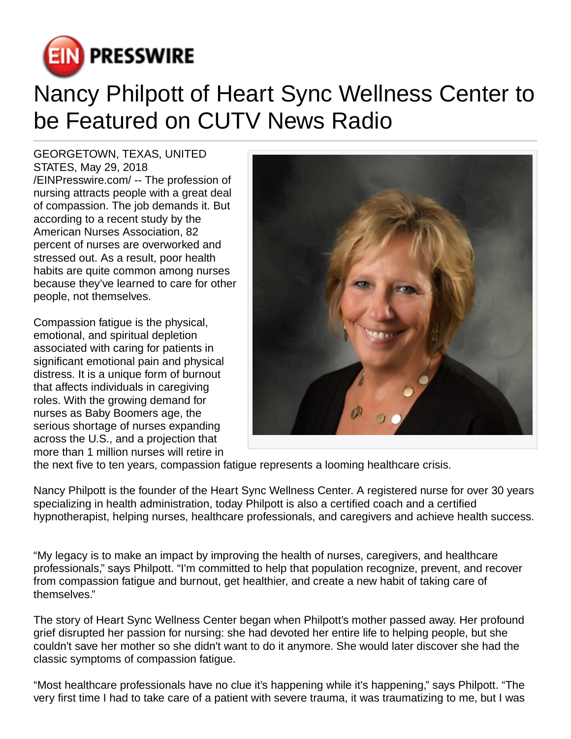EIN PRESSWIRE

# Nancy Philpott of Heart Sync Wellness Center to be Featured on CUTV News Radio

GEORGETOWN, TEXAS, UNITED STATES, May 29, 2018 /EINPresswire.com/ -- The profession of nursing attracts people with a great deal of compassion. The job demands it. But according to a recent study by the American Nurses Association, 82 percent of nurses are overworked and stressed out. As a result, poor health habits are quite common among nurses because they've learned to care for other people, not themselves.

Compassion fatigue is the physical, emotional, and spiritual depletion associated with caring for patients in significant emotional pain and physical distress. It is a unique form of burnout that affects individuals in caregiving roles. With the growing demand for nurses as Baby Boomers age, the serious shortage of nurses expanding across the U.S., and a projection that more than 1 million nurses will retire in the next five to ten years, compassion fatigue represents a looming healthcare crisis.

Nancy Philpott is the founder of the Heart Sync Wellness Center. A registered nurse for over 30 years specializing in health administration, today Philpott is also a certified coach and a certified hypnotherapist, helping nurses, healthcare professionals, and caregivers and achieve health success.

"My legacy is to make an impact by improving the health of nurses, caregivers, and healthcare professionals," says Philpott. "I'm committed to help that population recognize, prevent, and recover from compassion fatigue and burnout, get healthier, and create a new habit of taking care of themselves."

The story of Heart Sync Wellness Center began when Philpott's mother passed away. Her profound grief disrupted her passion for nursing: she had devoted her entire life to helping people, but she couldn't save her mother so she didn't want to do it anymore. She would later discover she had the classic symptoms of compassion fatigue.

"Most healthcare professionals have no clue it's happening while it's happening," says Philpott. "The very first time I had to take care of a patient with severe trauma, it was traumatizing to me, but I was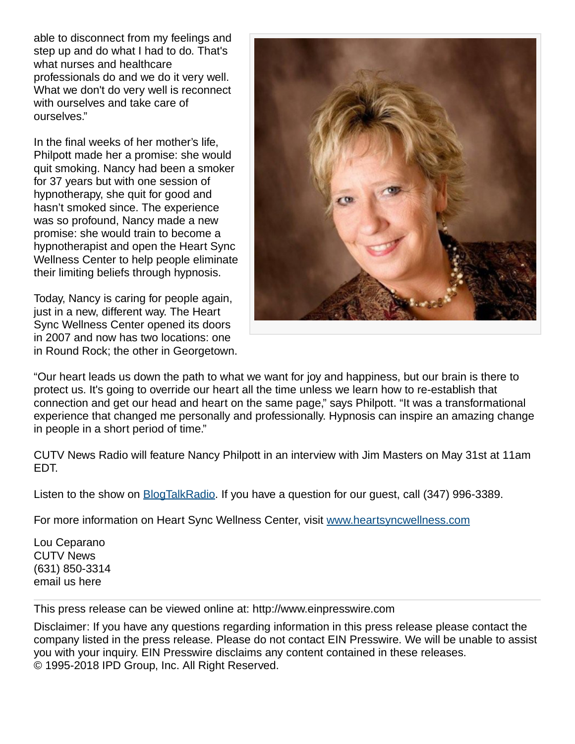able to disconnect from my feelings and step up and do what I had to do. That's what nurses and healthcare professionals do and we do it very well. What we don't do very well is reconnect with ourselves and take care of ourselves."

In the final weeks of her mother's life, Philpott made her a promise: she would quit smoking. Nancy had been a smoker for 37 years but with one session of hypnotherapy, she quit for good and hasn't smoked since. The experience was so profound, Nancy made a new promise: she would train to become a hypnotherapist and open the Heart Sync Wellness Center to help people eliminate their limiting beliefs through hypnosis.

Today, Nancy is caring for people again, just in a new, different way. The Heart Sync Wellness Center opened its doors in 2007 and now has two locations: one in Round Rock; the other in Georgetown.

"Our heart leads us down the path to what we want for joy and happiness, but our brain is there to protect us. It's going to override our heart all the time unless we learn how to re-establish that connection and get our head and heart on the same page," says Philpott. "It was a transformational experience that changed me personally and professionally. Hypnosis can inspire an amazing change in people in a short period of time."

CUTV News Radio will feature Nancy Philpott in an interview with Jim Masters on May 31st at 11am EDT.

Listen to the show on [BlogTalkRadio](). If you have a question for our guest, call (347) 996-3389.

For more information on Heart Sync Wellness Center, visit [www.heartsyncwellness.com]()

Lou Ceparano
CUTV News
(631) 850-3314
email us here

---

This press release can be viewed online at: http://www.einpresswire.com

Disclaimer: If you have any questions regarding information in this press release please contact the company listed in the press release. Please do not contact EIN Presswire. We will be unable to assist you with your inquiry. EIN Presswire disclaims any content contained in these releases.
© 1995-2018 IPD Group, Inc. All Right Reserved.